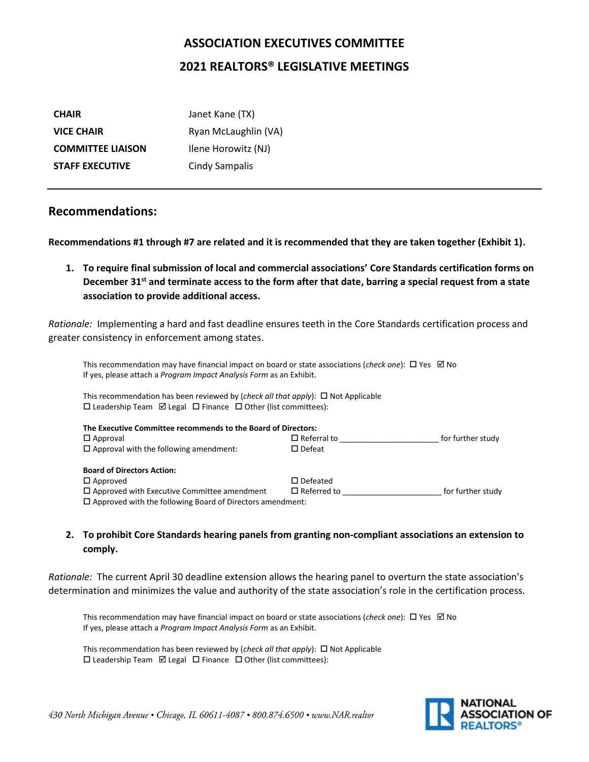# ASSOCIATION EXECUTIVES COMMITTEE

# 2021 REALTORS® LEGISLATIVE MEETINGS

| | |
|---|---|
| **CHAIR** | Janet Kane (TX) |
| **VICE CHAIR** | Ryan McLaughlin (VA) |
| **COMMITTEE LIAISON** | Ilene Horowitz (NJ) |
| **STAFF EXECUTIVE** | Cindy Sampalis |

---

## Recommendations:

**Recommendations #1 through #7 are related and it is recommended that they are taken together (Exhibit 1).**

1. **To require final submission of local and commercial associations' Core Standards certification forms on December 31st and terminate access to the form after that date, barring a special request from a state association to provide additional access.**

*Rationale:* Implementing a hard and fast deadline ensures teeth in the Core Standards certification process and greater consistency in enforcement among states.

This recommendation may have financial impact on board or state associations (*check one*): ☐ Yes ☑ No
If yes, please attach a *Program Impact Analysis Form* as an Exhibit.

This recommendation has been reviewed by (*check all that apply*): ☐ Not Applicable
☐ Leadership Team ☑ Legal ☐ Finance ☐ Other (list committees):

**The Executive Committee recommends to the Board of Directors:**
☐ Approval ☐ Referral to ______________________ for further study
☐ Approval with the following amendment: ☐ Defeat

**Board of Directors Action:**
☐ Approved ☐ Defeated
☐ Approved with Executive Committee amendment ☐ Referred to ______________________ for further study
☐ Approved with the following Board of Directors amendment:

2. **To prohibit Core Standards hearing panels from granting non-compliant associations an extension to comply.**

*Rationale:* The current April 30 deadline extension allows the hearing panel to overturn the state association's determination and minimizes the value and authority of the state association's role in the certification process.

This recommendation may have financial impact on board or state associations (*check one*): ☐ Yes ☑ No
If yes, please attach a *Program Impact Analysis Form* as an Exhibit.

This recommendation has been reviewed by (*check all that apply*): ☐ Not Applicable
☐ Leadership Team ☑ Legal ☐ Finance ☐ Other (list committees):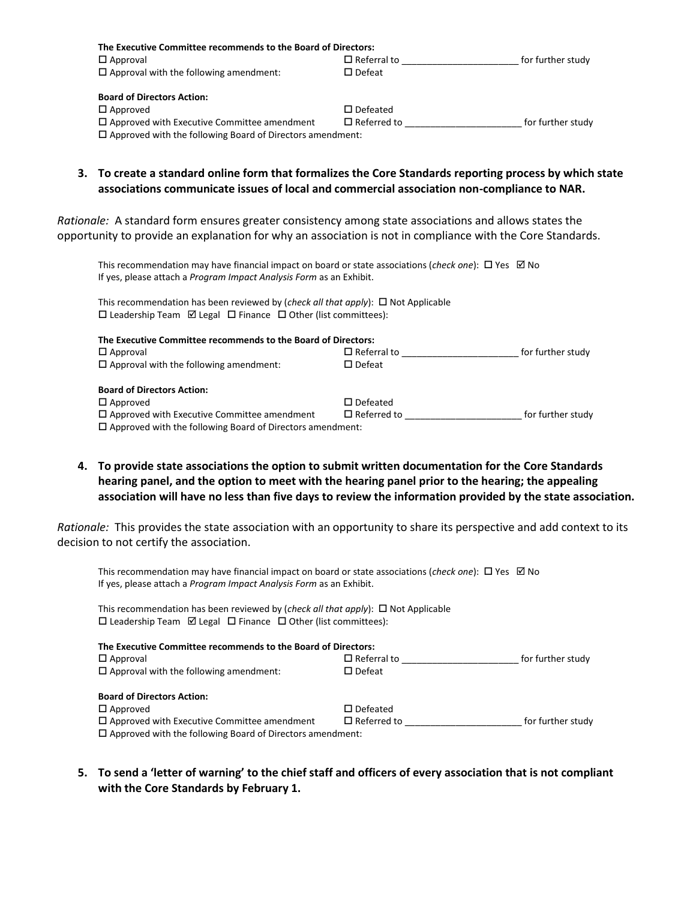**The Executive Committee recommends to the Board of Directors:**

☐ Approval ☐ Referral to ______________________ for further study
☐ Approval with the following amendment: ☐ Defeat

**Board of Directors Action:**

☐ Approved ☐ Defeated
☐ Approved with Executive Committee amendment ☐ Referred to ______________________ for further study
☐ Approved with the following Board of Directors amendment:

**3. To create a standard online form that formalizes the Core Standards reporting process by which state associations communicate issues of local and commercial association non-compliance to NAR.**

*Rationale:* A standard form ensures greater consistency among state associations and allows states the opportunity to provide an explanation for why an association is not in compliance with the Core Standards.

This recommendation may have financial impact on board or state associations (*check one*): ☐ Yes ☑ No
If yes, please attach a *Program Impact Analysis Form* as an Exhibit.

This recommendation has been reviewed by (*check all that apply*): ☐ Not Applicable
☐ Leadership Team ☑ Legal ☐ Finance ☐ Other (list committees):

**The Executive Committee recommends to the Board of Directors:**

☐ Approval ☐ Referral to ______________________ for further study
☐ Approval with the following amendment: ☐ Defeat

**Board of Directors Action:**

☐ Approved ☐ Defeated
☐ Approved with Executive Committee amendment ☐ Referred to ______________________ for further study
☐ Approved with the following Board of Directors amendment:

**4. To provide state associations the option to submit written documentation for the Core Standards hearing panel, and the option to meet with the hearing panel prior to the hearing; the appealing association will have no less than five days to review the information provided by the state association.**

*Rationale:* This provides the state association with an opportunity to share its perspective and add context to its decision to not certify the association.

This recommendation may have financial impact on board or state associations (*check one*): ☐ Yes ☑ No
If yes, please attach a *Program Impact Analysis Form* as an Exhibit.

This recommendation has been reviewed by (*check all that apply*): ☐ Not Applicable
☐ Leadership Team ☑ Legal ☐ Finance ☐ Other (list committees):

**The Executive Committee recommends to the Board of Directors:**

☐ Approval ☐ Referral to ______________________ for further study
☐ Approval with the following amendment: ☐ Defeat

**Board of Directors Action:**

☐ Approved ☐ Defeated
☐ Approved with Executive Committee amendment ☐ Referred to ______________________ for further study
☐ Approved with the following Board of Directors amendment:

**5. To send a 'letter of warning' to the chief staff and officers of every association that is not compliant with the Core Standards by February 1.**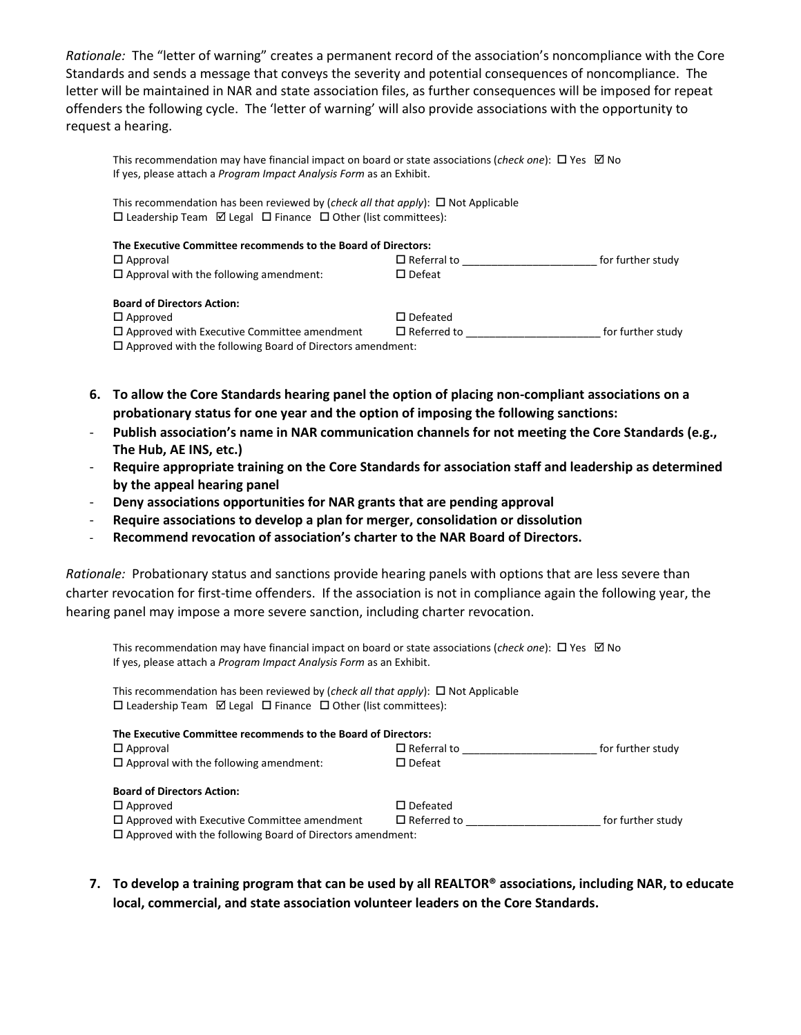*Rationale:* The "letter of warning" creates a permanent record of the association's noncompliance with the Core Standards and sends a message that conveys the severity and potential consequences of noncompliance. The letter will be maintained in NAR and state association files, as further consequences will be imposed for repeat offenders the following cycle. The 'letter of warning' will also provide associations with the opportunity to request a hearing.

This recommendation may have financial impact on board or state associations (*check one*): ☐ Yes ☑ No
If yes, please attach a *Program Impact Analysis Form* as an Exhibit.

This recommendation has been reviewed by (*check all that apply*): ☐ Not Applicable
☐ Leadership Team ☑ Legal ☐ Finance ☐ Other (list committees):

**The Executive Committee recommends to the Board of Directors:**
☐ Approval ☐ Referral to ______________________ for further study
☐ Approval with the following amendment: ☐ Defeat

**Board of Directors Action:**
☐ Approved ☐ Defeated
☐ Approved with Executive Committee amendment ☐ Referred to ______________________ for further study
☐ Approved with the following Board of Directors amendment:

6. **To allow the Core Standards hearing panel the option of placing non-compliant associations on a probationary status for one year and the option of imposing the following sanctions:**

- **Publish association's name in NAR communication channels for not meeting the Core Standards (e.g., The Hub, AE INS, etc.)**
- **Require appropriate training on the Core Standards for association staff and leadership as determined by the appeal hearing panel**
- **Deny associations opportunities for NAR grants that are pending approval**
- **Require associations to develop a plan for merger, consolidation or dissolution**
- **Recommend revocation of association's charter to the NAR Board of Directors.**

*Rationale:* Probationary status and sanctions provide hearing panels with options that are less severe than charter revocation for first-time offenders. If the association is not in compliance again the following year, the hearing panel may impose a more severe sanction, including charter revocation.

This recommendation may have financial impact on board or state associations (*check one*): ☐ Yes ☑ No
If yes, please attach a *Program Impact Analysis Form* as an Exhibit.

This recommendation has been reviewed by (*check all that apply*): ☐ Not Applicable
☐ Leadership Team ☑ Legal ☐ Finance ☐ Other (list committees):

**The Executive Committee recommends to the Board of Directors:**
☐ Approval ☐ Referral to ______________________ for further study
☐ Approval with the following amendment: ☐ Defeat

**Board of Directors Action:**
☐ Approved ☐ Defeated
☐ Approved with Executive Committee amendment ☐ Referred to ______________________ for further study
☐ Approved with the following Board of Directors amendment:

7. **To develop a training program that can be used by all REALTOR® associations, including NAR, to educate local, commercial, and state association volunteer leaders on the Core Standards.**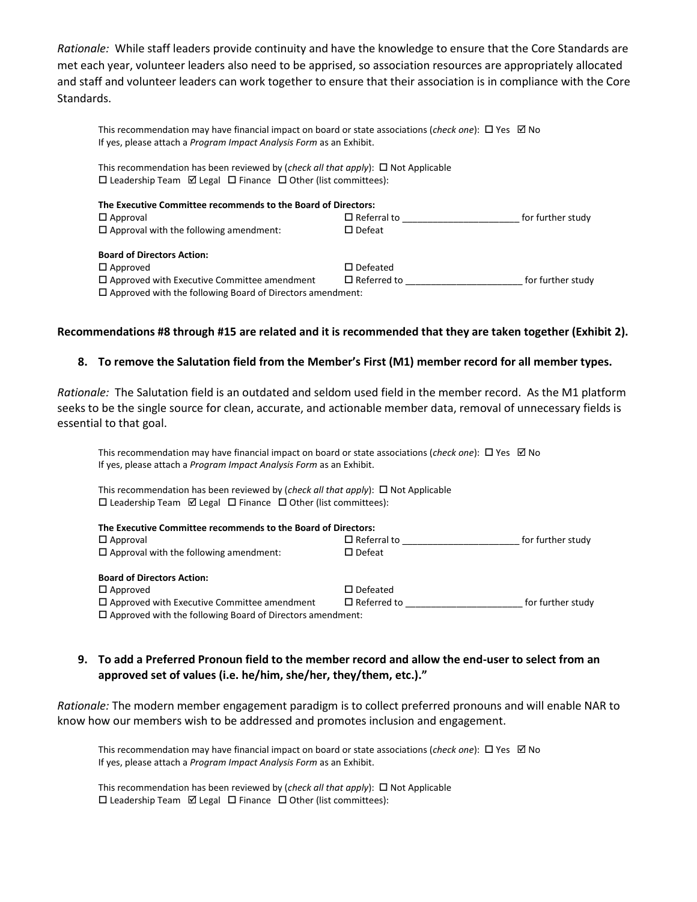*Rationale:* While staff leaders provide continuity and have the knowledge to ensure that the Core Standards are met each year, volunteer leaders also need to be apprised, so association resources are appropriately allocated and staff and volunteer leaders can work together to ensure that their association is in compliance with the Core Standards.

This recommendation may have financial impact on board or state associations (*check one*): ☐ Yes ☑ No
If yes, please attach a *Program Impact Analysis Form* as an Exhibit.

This recommendation has been reviewed by (*check all that apply*): ☐ Not Applicable
☐ Leadership Team ☑ Legal ☐ Finance ☐ Other (list committees):

**The Executive Committee recommends to the Board of Directors:**
☐ Approval ☐ Referral to ______________________ for further study
☐ Approval with the following amendment: ☐ Defeat

**Board of Directors Action:**
☐ Approved ☐ Defeated
☐ Approved with Executive Committee amendment ☐ Referred to ______________________ for further study
☐ Approved with the following Board of Directors amendment:

**Recommendations #8 through #15 are related and it is recommended that they are taken together (Exhibit 2).**

**8. To remove the Salutation field from the Member's First (M1) member record for all member types.**

*Rationale:* The Salutation field is an outdated and seldom used field in the member record. As the M1 platform seeks to be the single source for clean, accurate, and actionable member data, removal of unnecessary fields is essential to that goal.

This recommendation may have financial impact on board or state associations (*check one*): ☐ Yes ☑ No
If yes, please attach a *Program Impact Analysis Form* as an Exhibit.

This recommendation has been reviewed by (*check all that apply*): ☐ Not Applicable
☐ Leadership Team ☑ Legal ☐ Finance ☐ Other (list committees):

**The Executive Committee recommends to the Board of Directors:**
☐ Approval ☐ Referral to ______________________ for further study
☐ Approval with the following amendment: ☐ Defeat

**Board of Directors Action:**
☐ Approved ☐ Defeated
☐ Approved with Executive Committee amendment ☐ Referred to ______________________ for further study
☐ Approved with the following Board of Directors amendment:

**9. To add a Preferred Pronoun field to the member record and allow the end-user to select from an approved set of values (i.e. he/him, she/her, they/them, etc.)."**

*Rationale:* The modern member engagement paradigm is to collect preferred pronouns and will enable NAR to know how our members wish to be addressed and promotes inclusion and engagement.

This recommendation may have financial impact on board or state associations (*check one*): ☐ Yes ☑ No
If yes, please attach a *Program Impact Analysis Form* as an Exhibit.

This recommendation has been reviewed by (*check all that apply*): ☐ Not Applicable
☐ Leadership Team ☑ Legal ☐ Finance ☐ Other (list committees):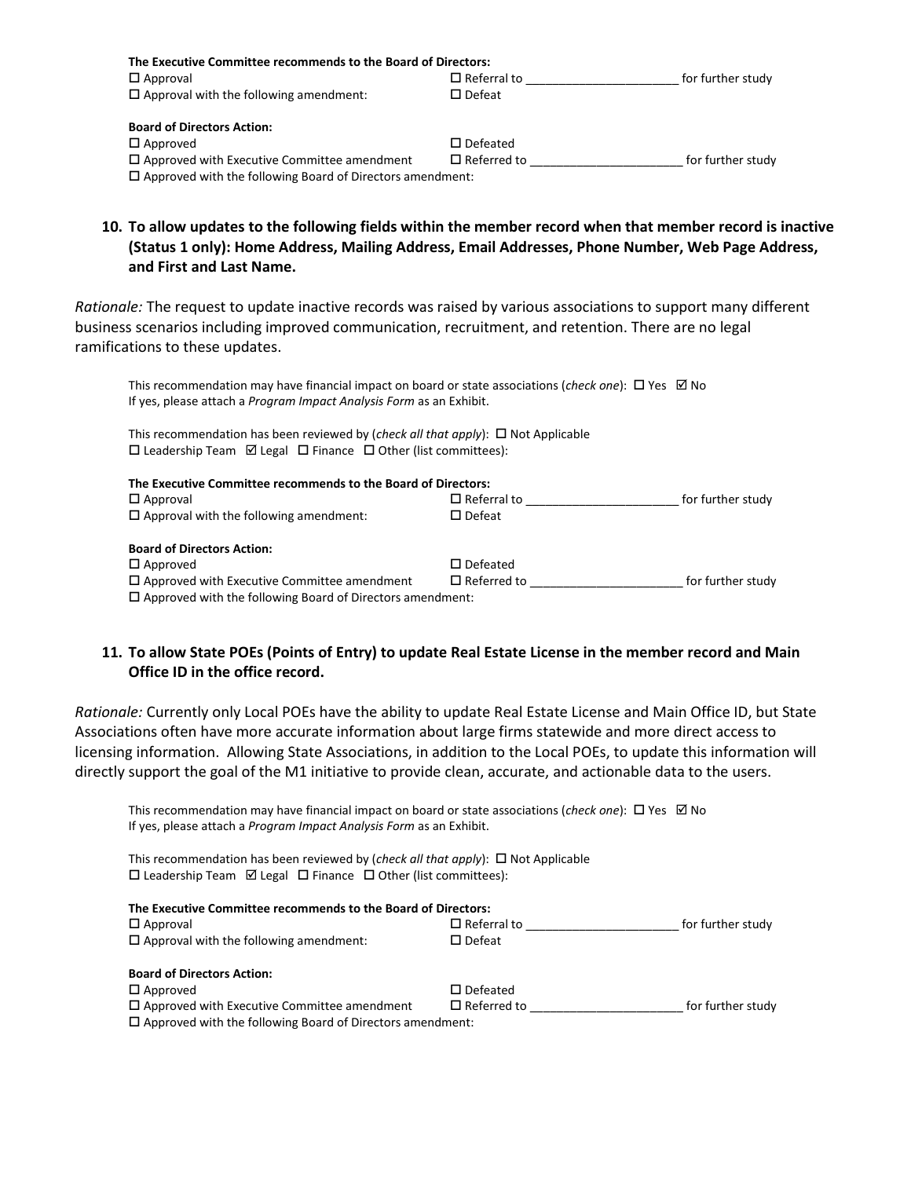**The Executive Committee recommends to the Board of Directors:**

☐ Approval ☐ Referral to ______________________ for further study
☐ Approval with the following amendment: ☐ Defeat

**Board of Directors Action:**

☐ Approved ☐ Defeated
☐ Approved with Executive Committee amendment ☐ Referred to ______________________ for further study
☐ Approved with the following Board of Directors amendment:

**10. To allow updates to the following fields within the member record when that member record is inactive (Status 1 only): Home Address, Mailing Address, Email Addresses, Phone Number, Web Page Address, and First and Last Name.**

*Rationale:* The request to update inactive records was raised by various associations to support many different business scenarios including improved communication, recruitment, and retention. There are no legal ramifications to these updates.

This recommendation may have financial impact on board or state associations (*check one*): ☐ Yes ☑ No
If yes, please attach a *Program Impact Analysis Form* as an Exhibit.

This recommendation has been reviewed by (*check all that apply*): ☐ Not Applicable
☐ Leadership Team ☑ Legal ☐ Finance ☐ Other (list committees):

**The Executive Committee recommends to the Board of Directors:**

☐ Approval ☐ Referral to ______________________ for further study
☐ Approval with the following amendment: ☐ Defeat

**Board of Directors Action:**

☐ Approved ☐ Defeated
☐ Approved with Executive Committee amendment ☐ Referred to ______________________ for further study
☐ Approved with the following Board of Directors amendment:

**11. To allow State POEs (Points of Entry) to update Real Estate License in the member record and Main Office ID in the office record.**

*Rationale:* Currently only Local POEs have the ability to update Real Estate License and Main Office ID, but State Associations often have more accurate information about large firms statewide and more direct access to licensing information. Allowing State Associations, in addition to the Local POEs, to update this information will directly support the goal of the M1 initiative to provide clean, accurate, and actionable data to the users.

This recommendation may have financial impact on board or state associations (*check one*): ☐ Yes ☑ No
If yes, please attach a *Program Impact Analysis Form* as an Exhibit.

This recommendation has been reviewed by (*check all that apply*): ☐ Not Applicable
☐ Leadership Team ☑ Legal ☐ Finance ☐ Other (list committees):

**The Executive Committee recommends to the Board of Directors:**

☐ Approval ☐ Referral to ______________________ for further study
☐ Approval with the following amendment: ☐ Defeat

**Board of Directors Action:**

☐ Approved ☐ Defeated
☐ Approved with Executive Committee amendment ☐ Referred to ______________________ for further study
☐ Approved with the following Board of Directors amendment: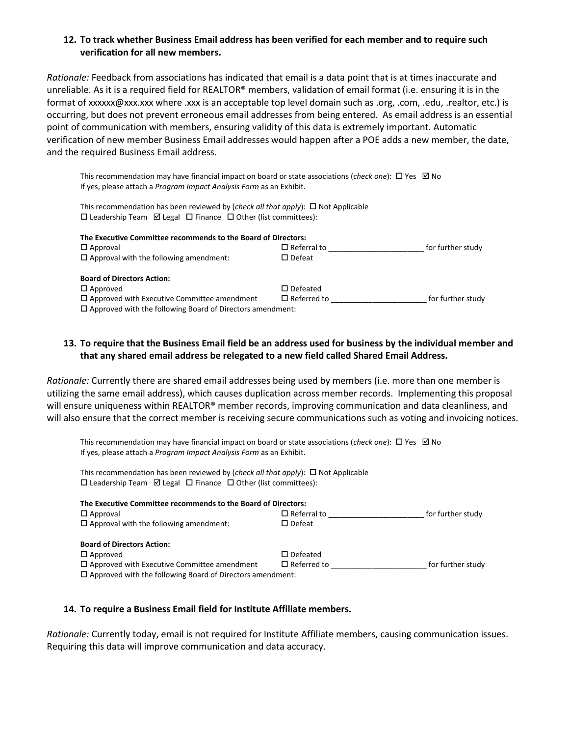**12. To track whether Business Email address has been verified for each member and to require such verification for all new members.**

*Rationale:* Feedback from associations has indicated that email is a data point that is at times inaccurate and unreliable. As it is a required field for REALTOR® members, validation of email format (i.e. ensuring it is in the format of xxxxxx@xxx.xxx where .xxx is an acceptable top level domain such as .org, .com, .edu, .realtor, etc.) is occurring, but does not prevent erroneous email addresses from being entered. As email address is an essential point of communication with members, ensuring validity of this data is extremely important. Automatic verification of new member Business Email addresses would happen after a POE adds a new member, the date, and the required Business Email address.

This recommendation may have financial impact on board or state associations (*check one*): ☐ Yes ☑ No
If yes, please attach a *Program Impact Analysis Form* as an Exhibit.

This recommendation has been reviewed by (*check all that apply*): ☐ Not Applicable
☐ Leadership Team ☑ Legal ☐ Finance ☐ Other (list committees):

**The Executive Committee recommends to the Board of Directors:**

☐ Approval
☐ Approval with the following amendment:
☐ Referral to ______________________ for further study
☐ Defeat

**Board of Directors Action:**

☐ Approved
☐ Approved with Executive Committee amendment
☐ Approved with the following Board of Directors amendment:
☐ Defeated
☐ Referred to ______________________ for further study

**13. To require that the Business Email field be an address used for business by the individual member and that any shared email address be relegated to a new field called Shared Email Address.**

*Rationale:* Currently there are shared email addresses being used by members (i.e. more than one member is utilizing the same email address), which causes duplication across member records. Implementing this proposal will ensure uniqueness within REALTOR® member records, improving communication and data cleanliness, and will also ensure that the correct member is receiving secure communications such as voting and invoicing notices.

This recommendation may have financial impact on board or state associations (*check one*): ☐ Yes ☑ No
If yes, please attach a *Program Impact Analysis Form* as an Exhibit.

This recommendation has been reviewed by (*check all that apply*): ☐ Not Applicable
☐ Leadership Team ☑ Legal ☐ Finance ☐ Other (list committees):

**The Executive Committee recommends to the Board of Directors:**

☐ Approval
☐ Approval with the following amendment:
☐ Referral to ______________________ for further study
☐ Defeat

**Board of Directors Action:**

☐ Approved
☐ Approved with Executive Committee amendment
☐ Approved with the following Board of Directors amendment:
☐ Defeated
☐ Referred to ______________________ for further study

**14. To require a Business Email field for Institute Affiliate members.**

*Rationale:* Currently today, email is not required for Institute Affiliate members, causing communication issues. Requiring this data will improve communication and data accuracy.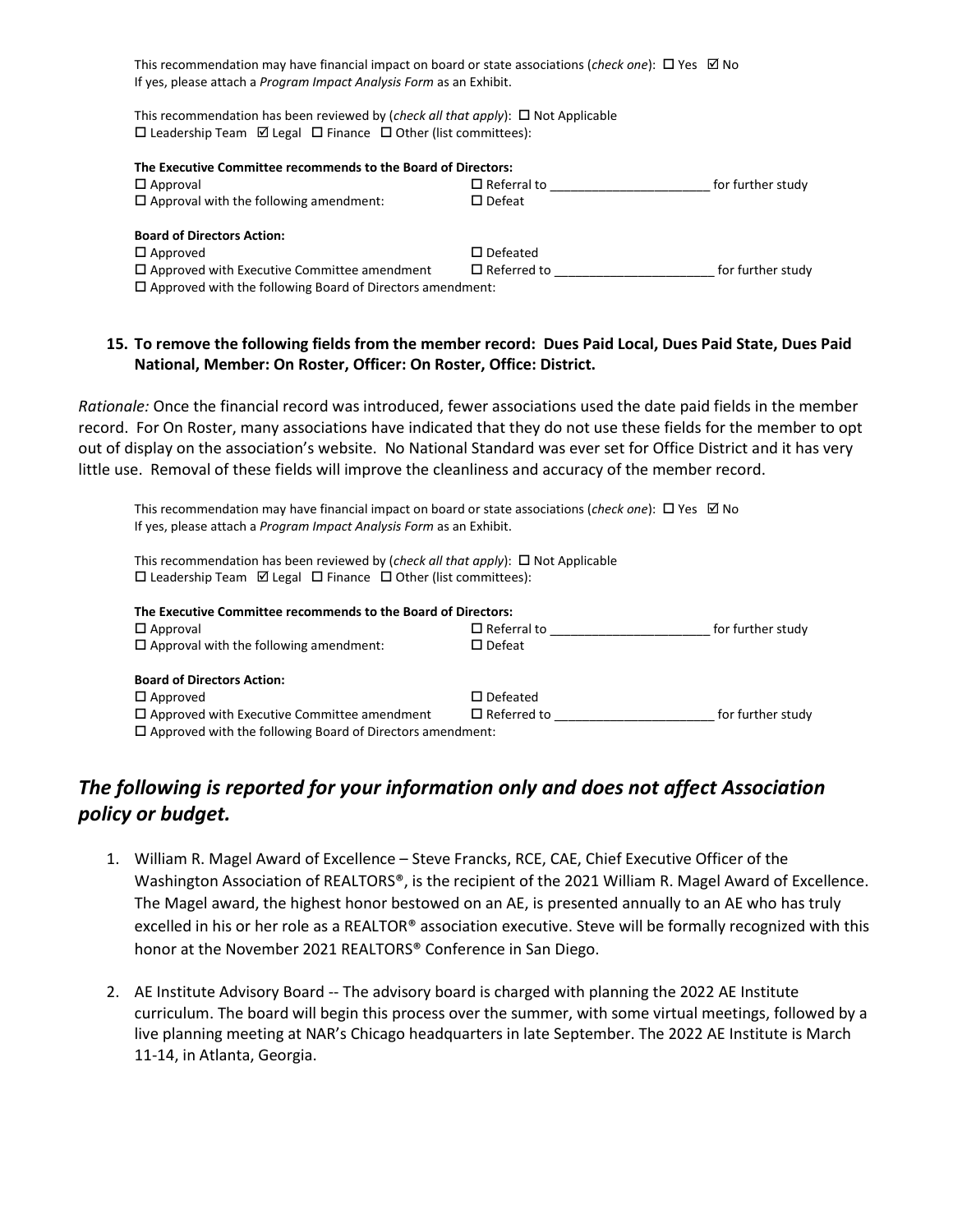This recommendation may have financial impact on board or state associations (*check one*): ☐ Yes ☑ No
If yes, please attach a *Program Impact Analysis Form* as an Exhibit.

This recommendation has been reviewed by (*check all that apply*): ☐ Not Applicable
☐ Leadership Team ☑ Legal ☐ Finance ☐ Other (list committees):

**The Executive Committee recommends to the Board of Directors:**
☐ Approval ☐ Referral to ______________________ for further study
☐ Approval with the following amendment: ☐ Defeat

**Board of Directors Action:**
☐ Approved ☐ Defeated
☐ Approved with Executive Committee amendment ☐ Referred to ______________________ for further study
☐ Approved with the following Board of Directors amendment:

**15. To remove the following fields from the member record: Dues Paid Local, Dues Paid State, Dues Paid National, Member: On Roster, Officer: On Roster, Office: District.**

*Rationale:* Once the financial record was introduced, fewer associations used the date paid fields in the member record. For On Roster, many associations have indicated that they do not use these fields for the member to opt out of display on the association's website. No National Standard was ever set for Office District and it has very little use. Removal of these fields will improve the cleanliness and accuracy of the member record.

This recommendation may have financial impact on board or state associations (*check one*): ☐ Yes ☑ No
If yes, please attach a *Program Impact Analysis Form* as an Exhibit.

This recommendation has been reviewed by (*check all that apply*): ☐ Not Applicable
☐ Leadership Team ☑ Legal ☐ Finance ☐ Other (list committees):

**The Executive Committee recommends to the Board of Directors:**
☐ Approval ☐ Referral to ______________________ for further study
☐ Approval with the following amendment: ☐ Defeat

**Board of Directors Action:**
☐ Approved ☐ Defeated
☐ Approved with Executive Committee amendment ☐ Referred to ______________________ for further study
☐ Approved with the following Board of Directors amendment:

## *The following is reported for your information only and does not affect Association policy or budget.*

1. William R. Magel Award of Excellence – Steve Francks, RCE, CAE, Chief Executive Officer of the Washington Association of REALTORS®, is the recipient of the 2021 William R. Magel Award of Excellence. The Magel award, the highest honor bestowed on an AE, is presented annually to an AE who has truly excelled in his or her role as a REALTOR® association executive. Steve will be formally recognized with this honor at the November 2021 REALTORS® Conference in San Diego.

2. AE Institute Advisory Board -- The advisory board is charged with planning the 2022 AE Institute curriculum. The board will begin this process over the summer, with some virtual meetings, followed by a live planning meeting at NAR's Chicago headquarters in late September. The 2022 AE Institute is March 11-14, in Atlanta, Georgia.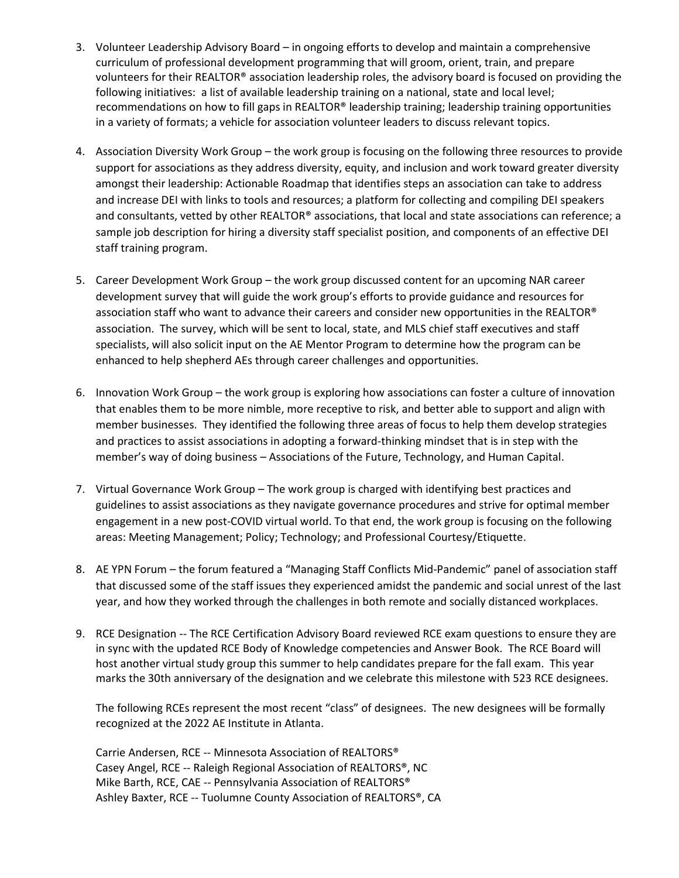3. Volunteer Leadership Advisory Board – in ongoing efforts to develop and maintain a comprehensive curriculum of professional development programming that will groom, orient, train, and prepare volunteers for their REALTOR® association leadership roles, the advisory board is focused on providing the following initiatives: a list of available leadership training on a national, state and local level; recommendations on how to fill gaps in REALTOR® leadership training; leadership training opportunities in a variety of formats; a vehicle for association volunteer leaders to discuss relevant topics.

4. Association Diversity Work Group – the work group is focusing on the following three resources to provide support for associations as they address diversity, equity, and inclusion and work toward greater diversity amongst their leadership: Actionable Roadmap that identifies steps an association can take to address and increase DEI with links to tools and resources; a platform for collecting and compiling DEI speakers and consultants, vetted by other REALTOR® associations, that local and state associations can reference; a sample job description for hiring a diversity staff specialist position, and components of an effective DEI staff training program.

5. Career Development Work Group – the work group discussed content for an upcoming NAR career development survey that will guide the work group's efforts to provide guidance and resources for association staff who want to advance their careers and consider new opportunities in the REALTOR® association. The survey, which will be sent to local, state, and MLS chief staff executives and staff specialists, will also solicit input on the AE Mentor Program to determine how the program can be enhanced to help shepherd AEs through career challenges and opportunities.

6. Innovation Work Group – the work group is exploring how associations can foster a culture of innovation that enables them to be more nimble, more receptive to risk, and better able to support and align with member businesses. They identified the following three areas of focus to help them develop strategies and practices to assist associations in adopting a forward-thinking mindset that is in step with the member's way of doing business – Associations of the Future, Technology, and Human Capital.

7. Virtual Governance Work Group – The work group is charged with identifying best practices and guidelines to assist associations as they navigate governance procedures and strive for optimal member engagement in a new post-COVID virtual world. To that end, the work group is focusing on the following areas: Meeting Management; Policy; Technology; and Professional Courtesy/Etiquette.

8. AE YPN Forum – the forum featured a "Managing Staff Conflicts Mid-Pandemic" panel of association staff that discussed some of the staff issues they experienced amidst the pandemic and social unrest of the last year, and how they worked through the challenges in both remote and socially distanced workplaces.

9. RCE Designation -- The RCE Certification Advisory Board reviewed RCE exam questions to ensure they are in sync with the updated RCE Body of Knowledge competencies and Answer Book. The RCE Board will host another virtual study group this summer to help candidates prepare for the fall exam. This year marks the 30th anniversary of the designation and we celebrate this milestone with 523 RCE designees.

   The following RCEs represent the most recent "class" of designees. The new designees will be formally recognized at the 2022 AE Institute in Atlanta.

   Carrie Andersen, RCE -- Minnesota Association of REALTORS®
   Casey Angel, RCE -- Raleigh Regional Association of REALTORS®, NC
   Mike Barth, RCE, CAE -- Pennsylvania Association of REALTORS®
   Ashley Baxter, RCE -- Tuolumne County Association of REALTORS®, CA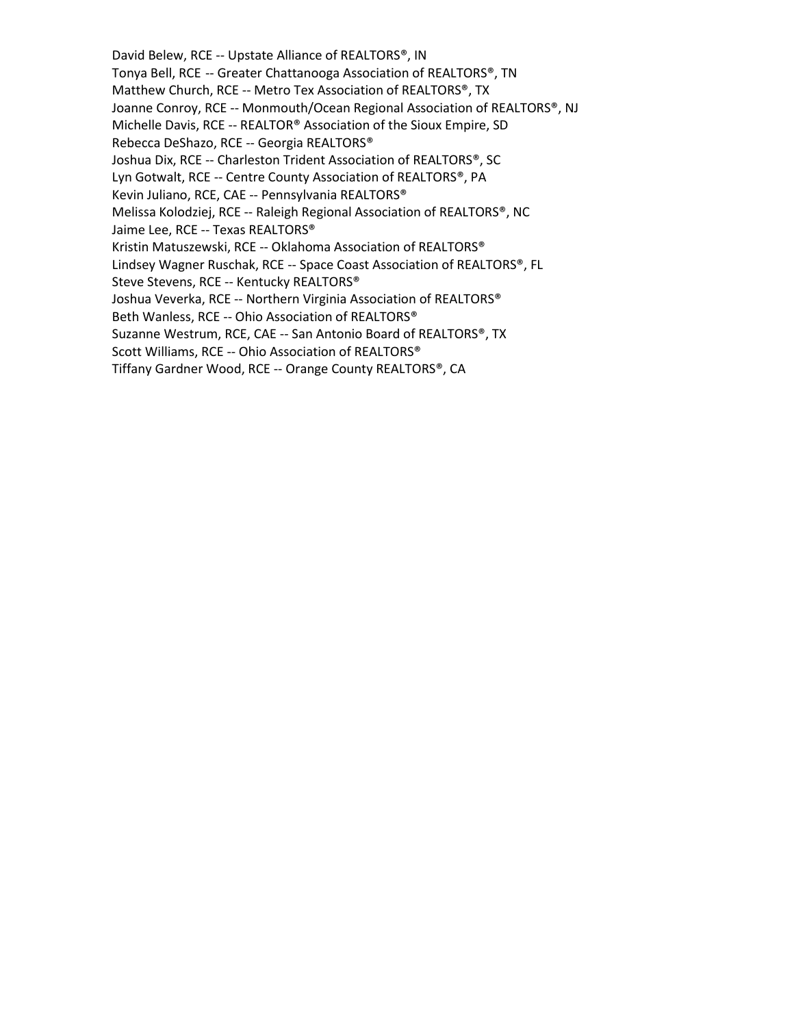David Belew, RCE -- Upstate Alliance of REALTORS®, IN
Tonya Bell, RCE -- Greater Chattanooga Association of REALTORS®, TN
Matthew Church, RCE -- Metro Tex Association of REALTORS®, TX
Joanne Conroy, RCE -- Monmouth/Ocean Regional Association of REALTORS®, NJ
Michelle Davis, RCE -- REALTOR® Association of the Sioux Empire, SD
Rebecca DeShazo, RCE -- Georgia REALTORS®
Joshua Dix, RCE -- Charleston Trident Association of REALTORS®, SC
Lyn Gotwalt, RCE -- Centre County Association of REALTORS®, PA
Kevin Juliano, RCE, CAE -- Pennsylvania REALTORS®
Melissa Kolodziej, RCE -- Raleigh Regional Association of REALTORS®, NC
Jaime Lee, RCE -- Texas REALTORS®
Kristin Matuszewski, RCE -- Oklahoma Association of REALTORS®
Lindsey Wagner Ruschak, RCE -- Space Coast Association of REALTORS®, FL
Steve Stevens, RCE -- Kentucky REALTORS®
Joshua Veverka, RCE -- Northern Virginia Association of REALTORS®
Beth Wanless, RCE -- Ohio Association of REALTORS®
Suzanne Westrum, RCE, CAE -- San Antonio Board of REALTORS®, TX
Scott Williams, RCE -- Ohio Association of REALTORS®
Tiffany Gardner Wood, RCE -- Orange County REALTORS®, CA